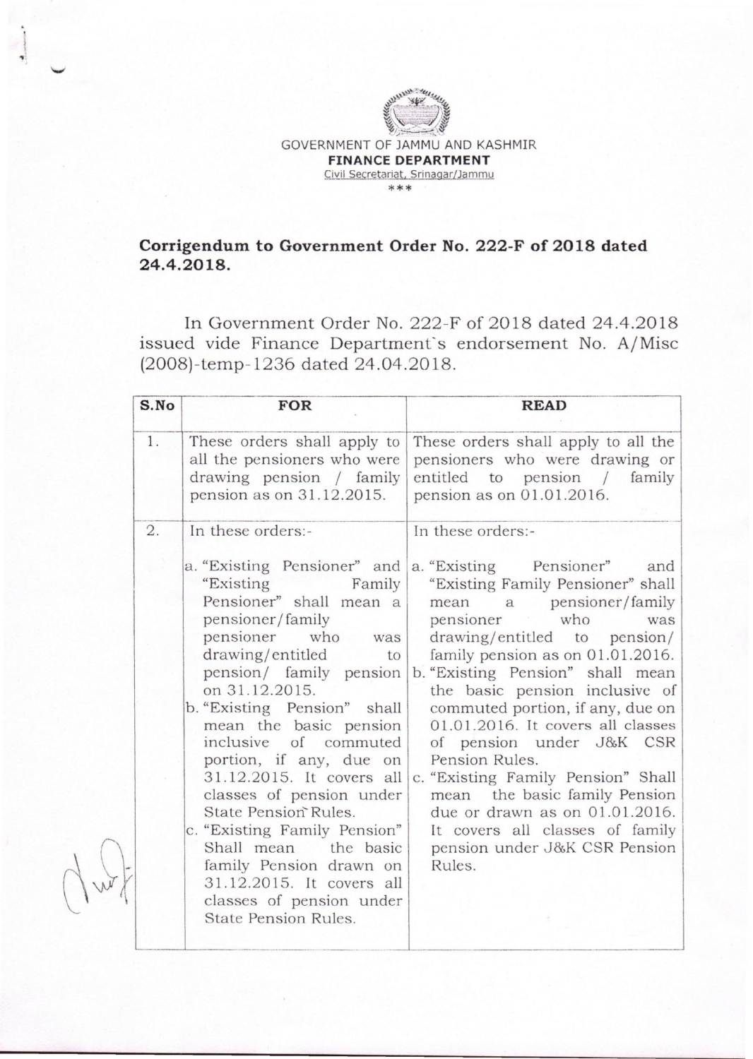GOVERNMENT OF JAMMU AND KASHMIR

**FINANCE DEPARTMENT**

Civil Secretariat, Srinagar/Jammu

***

**Corrigendum to Government Order No. 222-F of 2018 dated 24.4.2018.**

In Government Order No. 222-F of 2018 dated 24.4.2018 issued vide Finance Department's endorsement No. A/Misc (2008)-temp-1236 dated 24.04.2018.

| S.No | FOR | READ |
|---|---|---|
| 1. | These orders shall apply to all the pensioners who were drawing pension / family pension as on 31.12.2015. | These orders shall apply to all the pensioners who were drawing or entitled to pension / family pension as on 01.01.2016. |
| 2. | In these orders:-<br><br>a. "Existing Pensioner" and "Existing Family Pensioner" shall mean a pensioner/family pensioner who was drawing/entitled to pension/ family pension on 31.12.2015.<br>b. "Existing Pension" shall mean the basic pension inclusive of commuted portion, if any, due on 31.12.2015. It covers all classes of pension under State Pension Rules.<br>c. "Existing Family Pension" Shall mean the basic family Pension drawn on 31.12.2015. It covers all classes of pension under State Pension Rules. | In these orders:-<br><br>a. "Existing Pensioner" and "Existing Family Pensioner" shall mean a pensioner/family pensioner who was drawing/entitled to pension/ family pension as on 01.01.2016.<br>b. "Existing Pension" shall mean the basic pension inclusive of commuted portion, if any, due on 01.01.2016. It covers all classes of pension under J&K CSR Pension Rules.<br>c. "Existing Family Pension" Shall mean the basic family Pension due or drawn as on 01.01.2016. It covers all classes of family pension under J&K CSR Pension Rules. |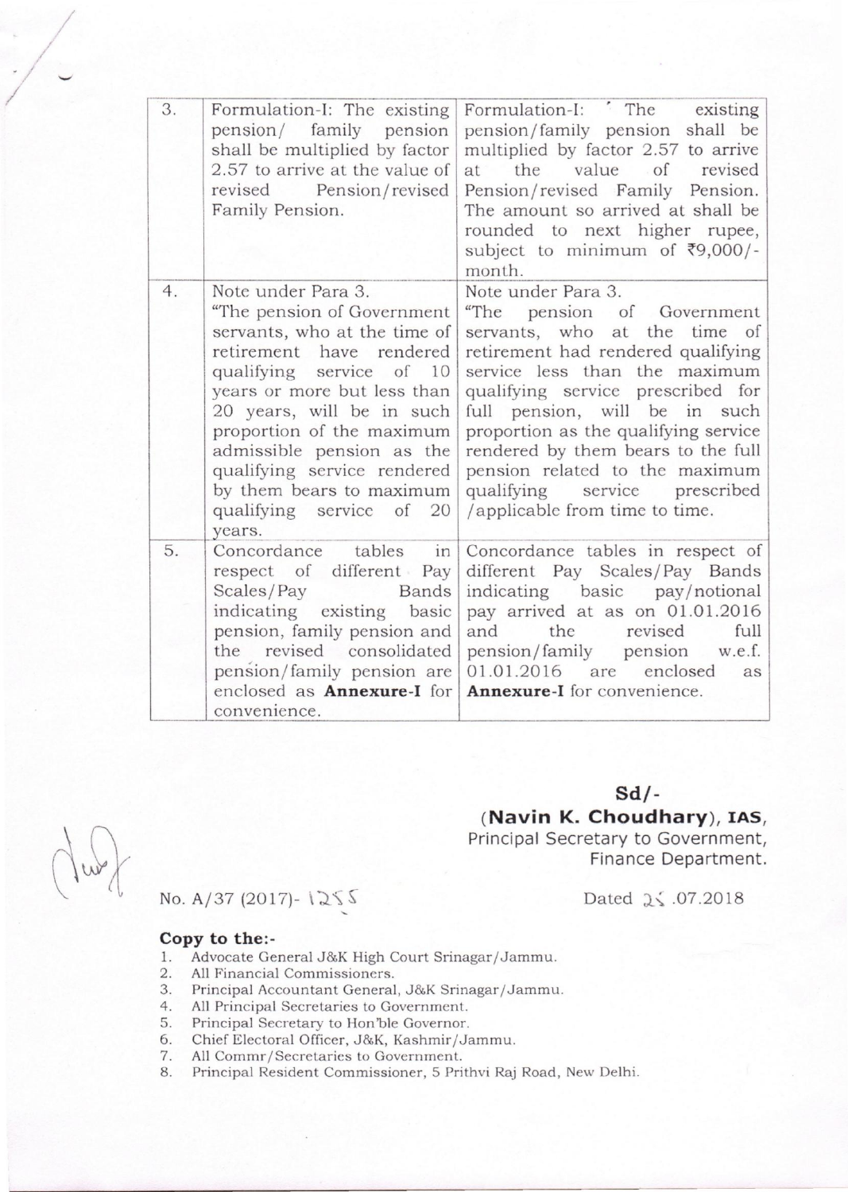| | | |
|---|---|---|
| 3. | Formulation-I: The existing pension/ family pension shall be multiplied by factor 2.57 to arrive at the value of revised Pension/revised Family Pension. | Formulation-I: The existing pension/family pension shall be multiplied by factor 2.57 to arrive at the value of revised Pension/revised Family Pension. The amount so arrived at shall be rounded to next higher rupee, subject to minimum of ₹9,000/- month. |
| 4. | Note under Para 3. "The pension of Government servants, who at the time of retirement have rendered qualifying service of 10 years or more but less than 20 years, will be in such proportion of the maximum admissible pension as the qualifying service rendered by them bears to maximum qualifying service of 20 years. | Note under Para 3. "The pension of Government servants, who at the time of retirement had rendered qualifying service less than the maximum qualifying service prescribed for full pension, will be in such proportion as the qualifying service rendered by them bears to the full pension related to the maximum qualifying service prescribed /applicable from time to time. |
| 5. | Concordance tables in respect of different Pay Scales/Pay Bands indicating existing basic pension, family pension and the revised consolidated pension/family pension are enclosed as **Annexure-I** for convenience. | Concordance tables in respect of different Pay Scales/Pay Bands indicating basic pay/notional pay arrived at as on 01.01.2016 and the revised full pension/family pension w.e.f. 01.01.2016 are enclosed as **Annexure-I** for convenience. |

**Sd/-**

**(Navin K. Choudhary), IAS,**
Principal Secretary to Government,
Finance Department.

No. A/37 (2017)- 1255

Dated 25 .07.2018

**Copy to the:-**

1. Advocate General J&K High Court Srinagar/Jammu.
2. All Financial Commissioners.
3. Principal Accountant General, J&K Srinagar/Jammu.
4. All Principal Secretaries to Government.
5. Principal Secretary to Hon'ble Governor.
6. Chief Electoral Officer, J&K, Kashmir/Jammu.
7. All Commr/Secretaries to Government.
8. Principal Resident Commissioner, 5 Prithvi Raj Road, New Delhi.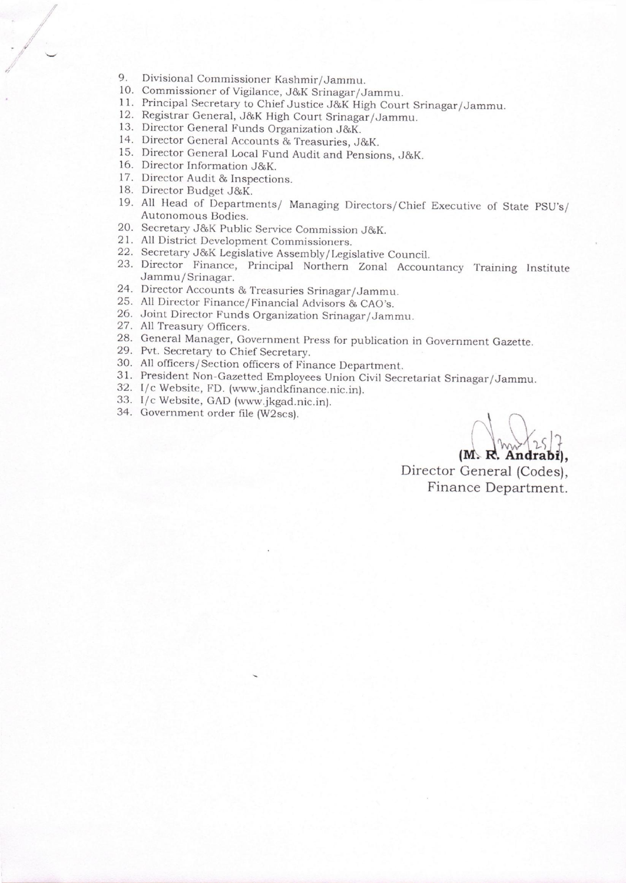9. Divisional Commissioner Kashmir/Jammu.
10. Commissioner of Vigilance, J&K Srinagar/Jammu.
11. Principal Secretary to Chief Justice J&K High Court Srinagar/Jammu.
12. Registrar General, J&K High Court Srinagar/Jammu.
13. Director General Funds Organization J&K.
14. Director General Accounts & Treasuries, J&K.
15. Director General Local Fund Audit and Pensions, J&K.
16. Director Information J&K.
17. Director Audit & Inspections.
18. Director Budget J&K.
19. All Head of Departments/ Managing Directors/Chief Executive of State PSU's/ Autonomous Bodies.
20. Secretary J&K Public Service Commission J&K.
21. All District Development Commissioners.
22. Secretary J&K Legislative Assembly/Legislative Council.
23. Director Finance, Principal Northern Zonal Accountancy Training Institute Jammu/Srinagar.
24. Director Accounts & Treasuries Srinagar/Jammu.
25. All Director Finance/Financial Advisors & CAO's.
26. Joint Director Funds Organization Srinagar/Jammu.
27. All Treasury Officers.
28. General Manager, Government Press for publication in Government Gazette.
29. Pvt. Secretary to Chief Secretary.
30. All officers/Section officers of Finance Department.
31. President Non-Gazetted Employees Union Civil Secretariat Srinagar/Jammu.
32. I/c Website, FD. (www.jandkfinance.nic.in).
33. I/c Website, GAD (www.jkgad.nic.in).
34. Government order file (W2scs).

25/7

**(M. R. Andrabi),**
Director General (Codes),
Finance Department.